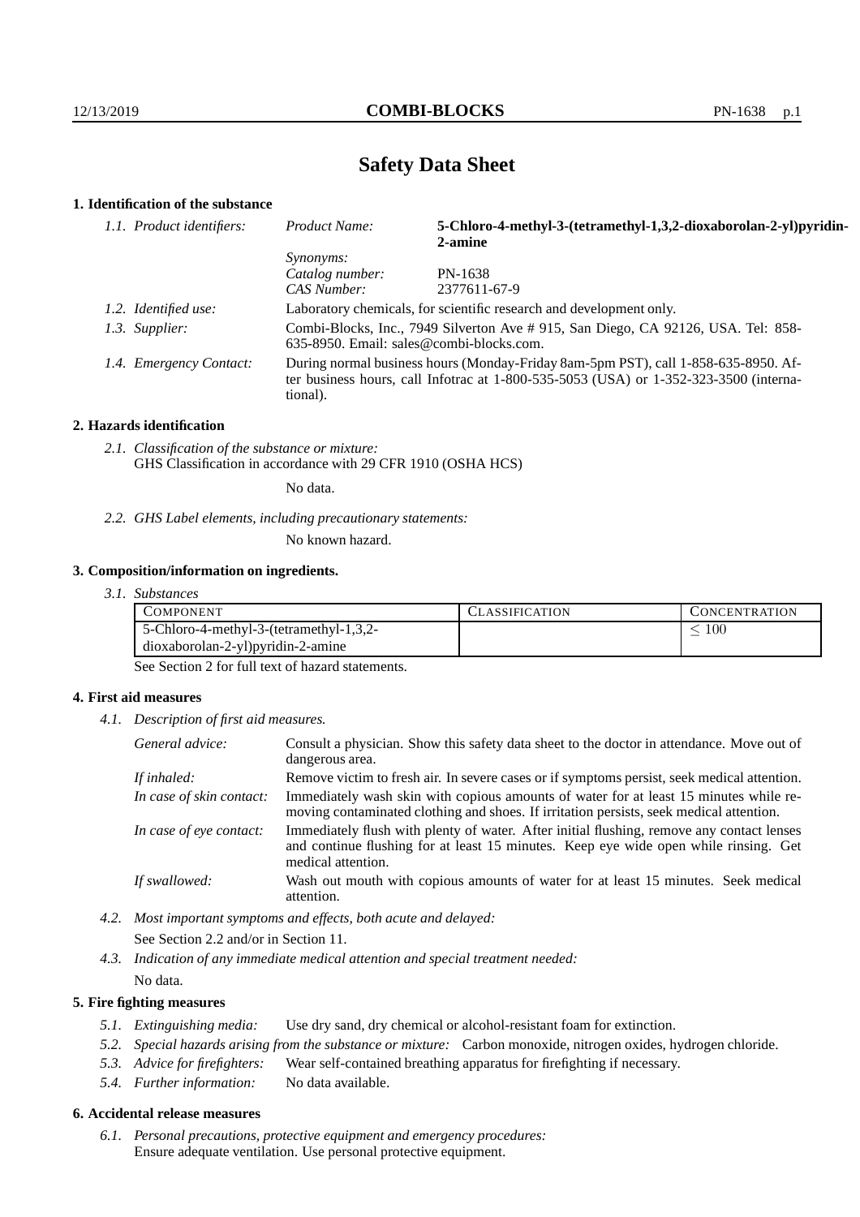# Safety Data Sheet

## 1. Identification of the substance

| | | |
|---|---|---|
| *1.1. Product identifiers:* | *Product Name:* | **5-Chloro-4-methyl-3-(tetramethyl-1,3,2-dioxaborolan-2-yl)pyridin-2-amine** |
| | *Synonyms:* | |
| | *Catalog number:* | PN-1638 |
| | *CAS Number:* | 2377611-67-9 |
| *1.2. Identified use:* | Laboratory chemicals, for scientific research and development only. | |
| *1.3. Supplier:* | Combi-Blocks, Inc., 7949 Silverton Ave # 915, San Diego, CA 92126, USA. Tel: 858-635-8950. Email: sales@combi-blocks.com. | |
| *1.4. Emergency Contact:* | During normal business hours (Monday-Friday 8am-5pm PST), call 1-858-635-8950. After business hours, call Infotrac at 1-800-535-5053 (USA) or 1-352-323-3500 (international). | |

## 2. Hazards identification

*2.1. Classification of the substance or mixture:*
GHS Classification in accordance with 29 CFR 1910 (OSHA HCS)

No data.

*2.2. GHS Label elements, including precautionary statements:*

No known hazard.

## 3. Composition/information on ingredients.

*3.1. Substances*

| COMPONENT | CLASSIFICATION | CONCENTRATION |
|---|---|---|
| 5-Chloro-4-methyl-3-(tetramethyl-1,3,2-dioxaborolan-2-yl)pyridin-2-amine | | $\leq 100$ |

See Section 2 for full text of hazard statements.

## 4. First aid measures

*4.1. Description of first aid measures.*

| | |
|---|---|
| *General advice:* | Consult a physician. Show this safety data sheet to the doctor in attendance. Move out of dangerous area. |
| *If inhaled:* | Remove victim to fresh air. In severe cases or if symptoms persist, seek medical attention. |
| *In case of skin contact:* | Immediately wash skin with copious amounts of water for at least 15 minutes while removing contaminated clothing and shoes. If irritation persists, seek medical attention. |
| *In case of eye contact:* | Immediately flush with plenty of water. After initial flushing, remove any contact lenses and continue flushing for at least 15 minutes. Keep eye wide open while rinsing. Get medical attention. |
| *If swallowed:* | Wash out mouth with copious amounts of water for at least 15 minutes. Seek medical attention. |

*4.2. Most important symptoms and effects, both acute and delayed:*

See Section 2.2 and/or in Section 11.

*4.3. Indication of any immediate medical attention and special treatment needed:*

No data.

## 5. Fire fighting measures

*5.1. Extinguishing media:* Use dry sand, dry chemical or alcohol-resistant foam for extinction.

*5.2. Special hazards arising from the substance or mixture:* Carbon monoxide, nitrogen oxides, hydrogen chloride.

*5.3. Advice for firefighters:* Wear self-contained breathing apparatus for firefighting if necessary.

*5.4. Further information:* No data available.

## 6. Accidental release measures

*6.1. Personal precautions, protective equipment and emergency procedures:*
Ensure adequate ventilation. Use personal protective equipment.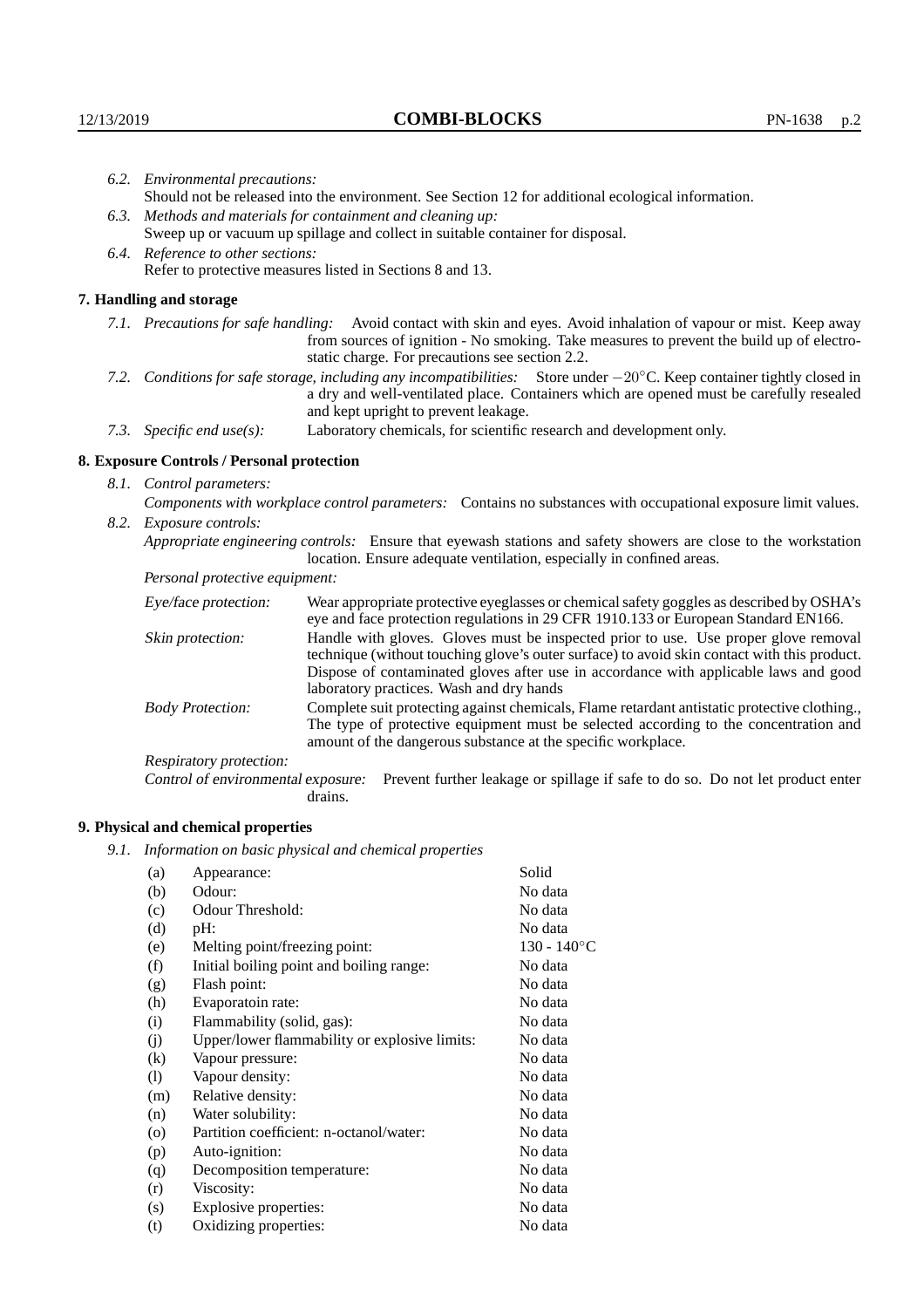*6.2. Environmental precautions:*
Should not be released into the environment. See Section 12 for additional ecological information.

*6.3. Methods and materials for containment and cleaning up:*
Sweep up or vacuum up spillage and collect in suitable container for disposal.

*6.4. Reference to other sections:*
Refer to protective measures listed in Sections 8 and 13.

## 7. Handling and storage

*7.1. Precautions for safe handling:* Avoid contact with skin and eyes. Avoid inhalation of vapour or mist. Keep away from sources of ignition - No smoking. Take measures to prevent the build up of electrostatic charge. For precautions see section 2.2.

*7.2. Conditions for safe storage, including any incompatibilities:* Store under $-20^{\circ}$C. Keep container tightly closed in a dry and well-ventilated place. Containers which are opened must be carefully resealed and kept upright to prevent leakage.

*7.3. Specific end use(s):* Laboratory chemicals, for scientific research and development only.

## 8. Exposure Controls / Personal protection

*8.1. Control parameters:*
*Components with workplace control parameters:* Contains no substances with occupational exposure limit values.

*8.2. Exposure controls:*
*Appropriate engineering controls:* Ensure that eyewash stations and safety showers are close to the workstation location. Ensure adequate ventilation, especially in confined areas.

*Personal protective equipment:*

*Eye/face protection:* Wear appropriate protective eyeglasses or chemical safety goggles as described by OSHA's eye and face protection regulations in 29 CFR 1910.133 or European Standard EN166.

*Skin protection:* Handle with gloves. Gloves must be inspected prior to use. Use proper glove removal technique (without touching glove's outer surface) to avoid skin contact with this product. Dispose of contaminated gloves after use in accordance with applicable laws and good laboratory practices. Wash and dry hands

*Body Protection:* Complete suit protecting against chemicals, Flame retardant antistatic protective clothing., The type of protective equipment must be selected according to the concentration and amount of the dangerous substance at the specific workplace.

*Respiratory protection:*

*Control of environmental exposure:* Prevent further leakage or spillage if safe to do so. Do not let product enter drains.

## 9. Physical and chemical properties

*9.1. Information on basic physical and chemical properties*

| | | |
|---|---|---|
| (a) | Appearance: | Solid |
| (b) | Odour: | No data |
| (c) | Odour Threshold: | No data |
| (d) | pH: | No data |
| (e) | Melting point/freezing point: | 130 - 140$^{\circ}$C |
| (f) | Initial boiling point and boiling range: | No data |
| (g) | Flash point: | No data |
| (h) | Evaporatoin rate: | No data |
| (i) | Flammability (solid, gas): | No data |
| (j) | Upper/lower flammability or explosive limits: | No data |
| (k) | Vapour pressure: | No data |
| (l) | Vapour density: | No data |
| (m) | Relative density: | No data |
| (n) | Water solubility: | No data |
| (o) | Partition coefficient: n-octanol/water: | No data |
| (p) | Auto-ignition: | No data |
| (q) | Decomposition temperature: | No data |
| (r) | Viscosity: | No data |
| (s) | Explosive properties: | No data |
| (t) | Oxidizing properties: | No data |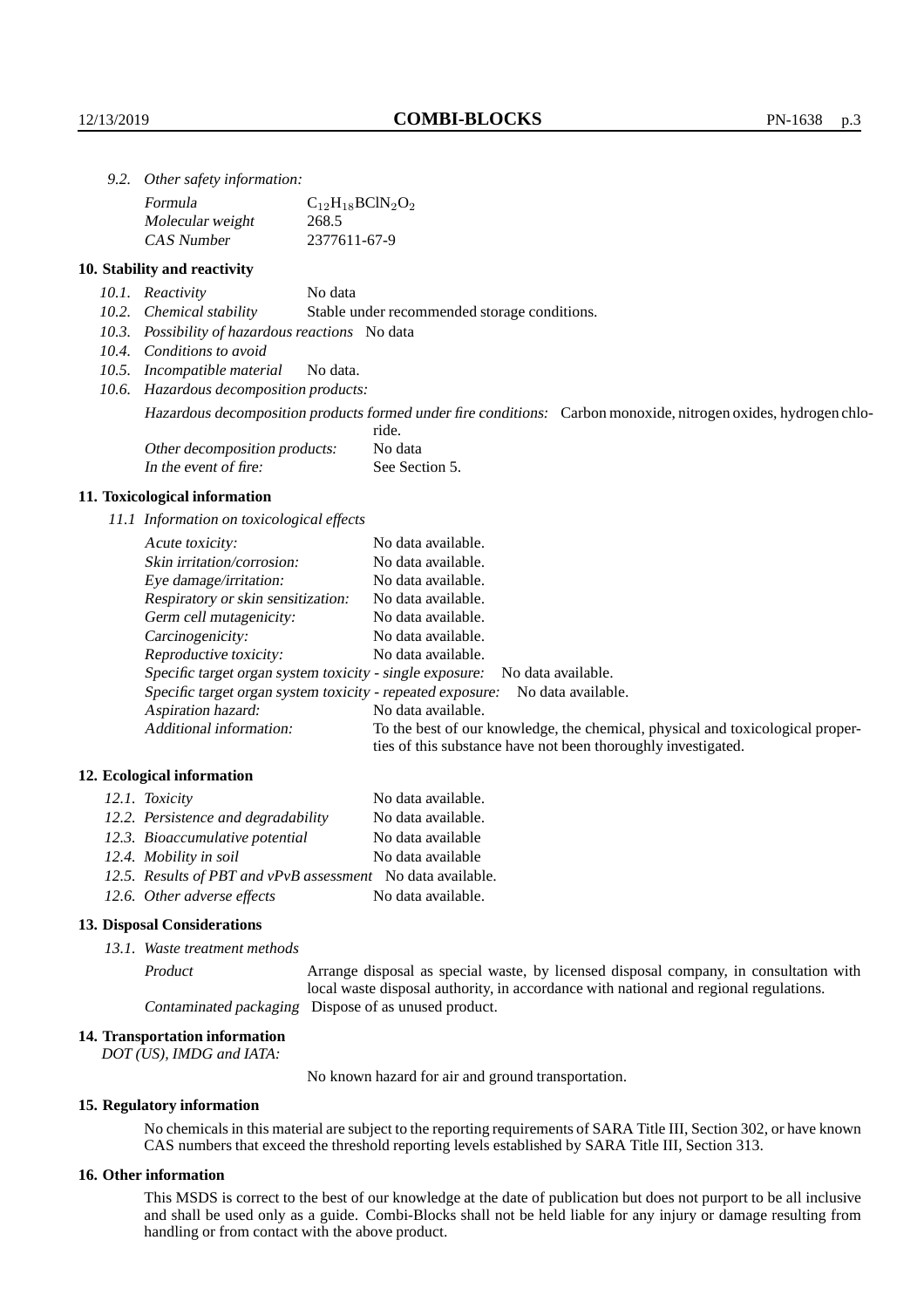*9.2. Other safety information:*

| | |
|---|---|
| *Formula* | $C_{12}H_{18}BClN_2O_2$ |
| *Molecular weight* | 268.5 |
| *CAS Number* | 2377611-67-9 |

## 10. Stability and reactivity

*10.1. Reactivity* No data

*10.2. Chemical stability* Stable under recommended storage conditions.

*10.3. Possibility of hazardous reactions* No data

*10.4. Conditions to avoid*

*10.5. Incompatible material* No data.

*10.6. Hazardous decomposition products:*

*Hazardous decomposition products formed under fire conditions:* Carbon monoxide, nitrogen oxides, hydrogen chloride.

| | |
|---|---|
| *Other decomposition products:* | No data |
| *In the event of fire:* | See Section 5. |

## 11. Toxicological information

*11.1 Information on toxicological effects*

| | |
|---|---|
| *Acute toxicity:* | No data available. |
| *Skin irritation/corrosion:* | No data available. |
| *Eye damage/irritation:* | No data available. |
| *Respiratory or skin sensitization:* | No data available. |
| *Germ cell mutagenicity:* | No data available. |
| *Carcinogenicity:* | No data available. |
| *Reproductive toxicity:* | No data available. |
| *Specific target organ system toxicity - single exposure:* | No data available. |
| *Specific target organ system toxicity - repeated exposure:* | No data available. |
| *Aspiration hazard:* | No data available. |
| *Additional information:* | To the best of our knowledge, the chemical, physical and toxicological properties of this substance have not been thoroughly investigated. |

## 12. Ecological information

| | |
|---|---|
| *12.1. Toxicity* | No data available. |
| *12.2. Persistence and degradability* | No data available. |
| *12.3. Bioaccumulative potential* | No data available |
| *12.4. Mobility in soil* | No data available |
| *12.5. Results of PBT and vPvB assessment* | No data available. |
| *12.6. Other adverse effects* | No data available. |

## 13. Disposal Considerations

*13.1. Waste treatment methods*

| | |
|---|---|
| *Product* | Arrange disposal as special waste, by licensed disposal company, in consultation with local waste disposal authority, in accordance with national and regional regulations. |
| *Contaminated packaging* | Dispose of as unused product. |

## 14. Transportation information

*DOT (US), IMDG and IATA:*

No known hazard for air and ground transportation.

## 15. Regulatory information

No chemicals in this material are subject to the reporting requirements of SARA Title III, Section 302, or have known CAS numbers that exceed the threshold reporting levels established by SARA Title III, Section 313.

## 16. Other information

This MSDS is correct to the best of our knowledge at the date of publication but does not purport to be all inclusive and shall be used only as a guide. Combi-Blocks shall not be held liable for any injury or damage resulting from handling or from contact with the above product.